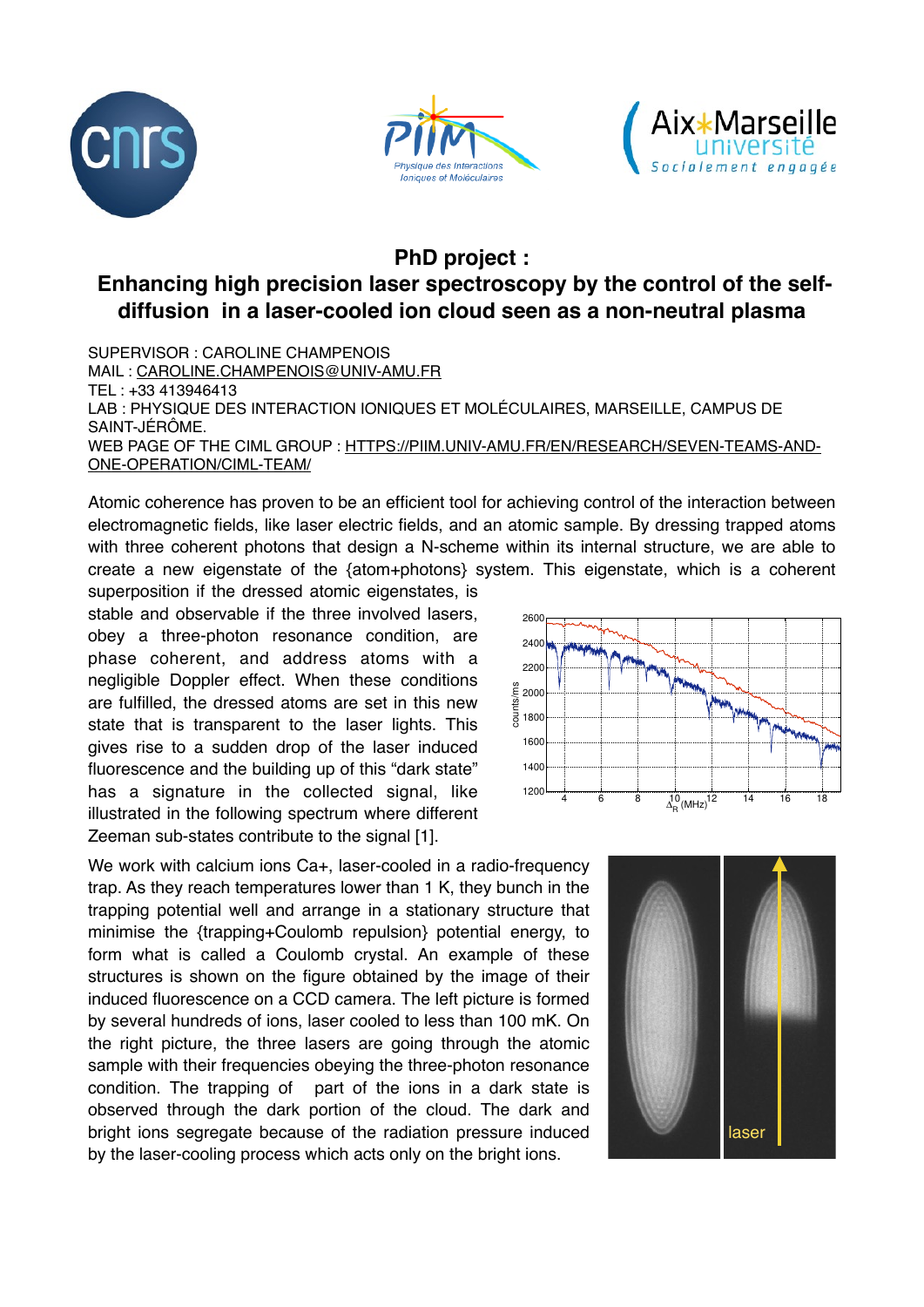## PhD project : Enhancing high precision laser spectroscopy by the control of the self-diffusion in a laser-cooled ion cloud seen as a non-neutral plasma

SUPERVISOR : CAROLINE CHAMPENOIS
MAIL : CAROLINE.CHAMPENOIS@UNIV-AMU.FR
TEL : +33 413946413
LAB : PHYSIQUE DES INTERACTION IONIQUES ET MOLÉCULAIRES, MARSEILLE, CAMPUS DE SAINT-JÉRÔME.
WEB PAGE OF THE CIML GROUP : HTTPS://PIIM.UNIV-AMU.FR/EN/RESEARCH/SEVEN-TEAMS-AND-ONE-OPERATION/CIML-TEAM/

Atomic coherence has proven to be an efficient tool for achieving control of the interaction between electromagnetic fields, like laser electric fields, and an atomic sample. By dressing trapped atoms with three coherent photons that design a N-scheme within its internal structure, we are able to create a new eigenstate of the {atom+photons} system. This eigenstate, which is a coherent superposition if the dressed atomic eigenstates, is stable and observable if the three involved lasers, obey a three-photon resonance condition, are phase coherent, and address atoms with a negligible Doppler effect. When these conditions are fulfilled, the dressed atoms are set in this new state that is transparent to the laser lights. This gives rise to a sudden drop of the laser induced fluorescence and the building up of this "dark state" has a signature in the collected signal, like illustrated in the following spectrum where different Zeeman sub-states contribute to the signal [1].

We work with calcium ions Ca+, laser-cooled in a radio-frequency trap. As they reach temperatures lower than 1 K, they bunch in the trapping potential well and arrange in a stationary structure that minimise the {trapping+Coulomb repulsion} potential energy, to form what is called a Coulomb crystal. An example of these structures is shown on the figure obtained by the image of their induced fluorescence on a CCD camera. The left picture is formed by several hundreds of ions, laser cooled to less than 100 mK. On the right picture, the three lasers are going through the atomic sample with their frequencies obeying the three-photon resonance condition. The trapping of part of the ions in a dark state is observed through the dark portion of the cloud. The dark and bright ions segregate because of the radiation pressure induced by the laser-cooling process which acts only on the bright ions.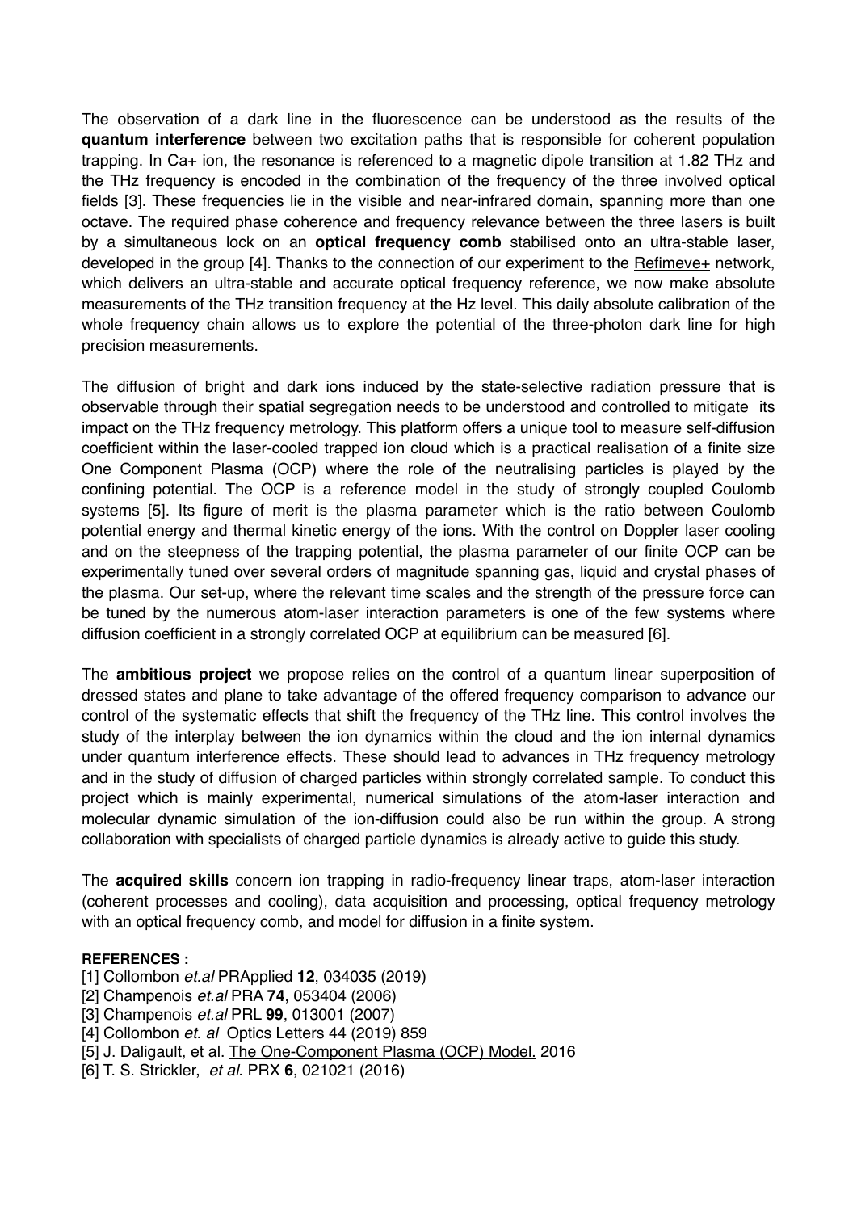The observation of a dark line in the fluorescence can be understood as the results of the **quantum interference** between two excitation paths that is responsible for coherent population trapping. In Ca+ ion, the resonance is referenced to a magnetic dipole transition at 1.82 THz and the THz frequency is encoded in the combination of the frequency of the three involved optical fields [3]. These frequencies lie in the visible and near-infrared domain, spanning more than one octave. The required phase coherence and frequency relevance between the three lasers is built by a simultaneous lock on an **optical frequency comb** stabilised onto an ultra-stable laser, developed in the group [4]. Thanks to the connection of our experiment to the Refimeve+ network, which delivers an ultra-stable and accurate optical frequency reference, we now make absolute measurements of the THz transition frequency at the Hz level. This daily absolute calibration of the whole frequency chain allows us to explore the potential of the three-photon dark line for high precision measurements.

The diffusion of bright and dark ions induced by the state-selective radiation pressure that is observable through their spatial segregation needs to be understood and controlled to mitigate its impact on the THz frequency metrology. This platform offers a unique tool to measure self-diffusion coefficient within the laser-cooled trapped ion cloud which is a practical realisation of a finite size One Component Plasma (OCP) where the role of the neutralising particles is played by the confining potential. The OCP is a reference model in the study of strongly coupled Coulomb systems [5]. Its figure of merit is the plasma parameter which is the ratio between Coulomb potential energy and thermal kinetic energy of the ions. With the control on Doppler laser cooling and on the steepness of the trapping potential, the plasma parameter of our finite OCP can be experimentally tuned over several orders of magnitude spanning gas, liquid and crystal phases of the plasma. Our set-up, where the relevant time scales and the strength of the pressure force can be tuned by the numerous atom-laser interaction parameters is one of the few systems where diffusion coefficient in a strongly correlated OCP at equilibrium can be measured [6].

The **ambitious project** we propose relies on the control of a quantum linear superposition of dressed states and plane to take advantage of the offered frequency comparison to advance our control of the systematic effects that shift the frequency of the THz line. This control involves the study of the interplay between the ion dynamics within the cloud and the ion internal dynamics under quantum interference effects. These should lead to advances in THz frequency metrology and in the study of diffusion of charged particles within strongly correlated sample. To conduct this project which is mainly experimental, numerical simulations of the atom-laser interaction and molecular dynamic simulation of the ion-diffusion could also be run within the group. A strong collaboration with specialists of charged particle dynamics is already active to guide this study.

The **acquired skills** concern ion trapping in radio-frequency linear traps, atom-laser interaction (coherent processes and cooling), data acquisition and processing, optical frequency metrology with an optical frequency comb, and model for diffusion in a finite system.

**REFERENCES :**

[1] Collombon *et.al* PRApplied **12**, 034035 (2019)
[2] Champenois *et.al* PRA **74**, 053404 (2006)
[3] Champenois *et.al* PRL **99**, 013001 (2007)
[4] Collombon *et. al* Optics Letters 44 (2019) 859
[5] J. Daligault, et al. The One-Component Plasma (OCP) Model. 2016
[6] T. S. Strickler, *et al.* PRX **6**, 021021 (2016)